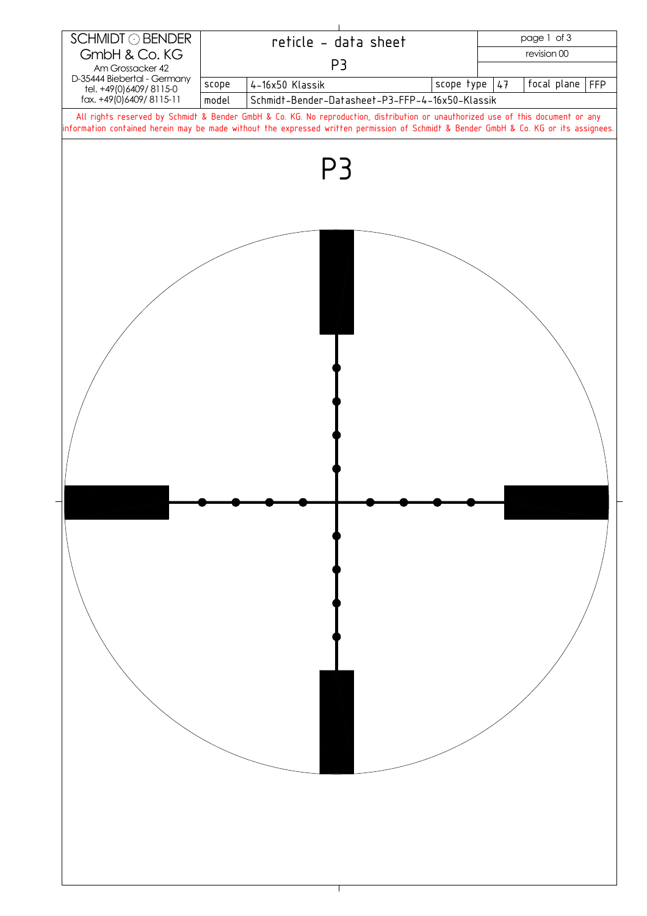| SCHMIDT ⊙ BENDER GmbH & Co. KG<br>Am Grossacker 42<br>D-35444 Biebertal - Germany<br>tel. +49(0)6409/ 8115-0<br>fax. +49(0)6409/ 8115-11 | reticle - data sheet<br>P3 | | | | revision 00 |
|---|---|---|---|---|---|
| | scope | 4-16x50 Klassik | scope type | 47 | focal plane FFP |
| | model | Schmidt-Bender-Datasheet-P3-FFP-4-16x50-Klassik | | | |

All rights reserved by Schmidt & Bender GmbH & Co. KG. No reproduction, distribution or unauthorized use of this document or any information contained herein may be made without the expressed written permission of Schmidt & Bender GmbH & Co. KG or its assignees.

# P3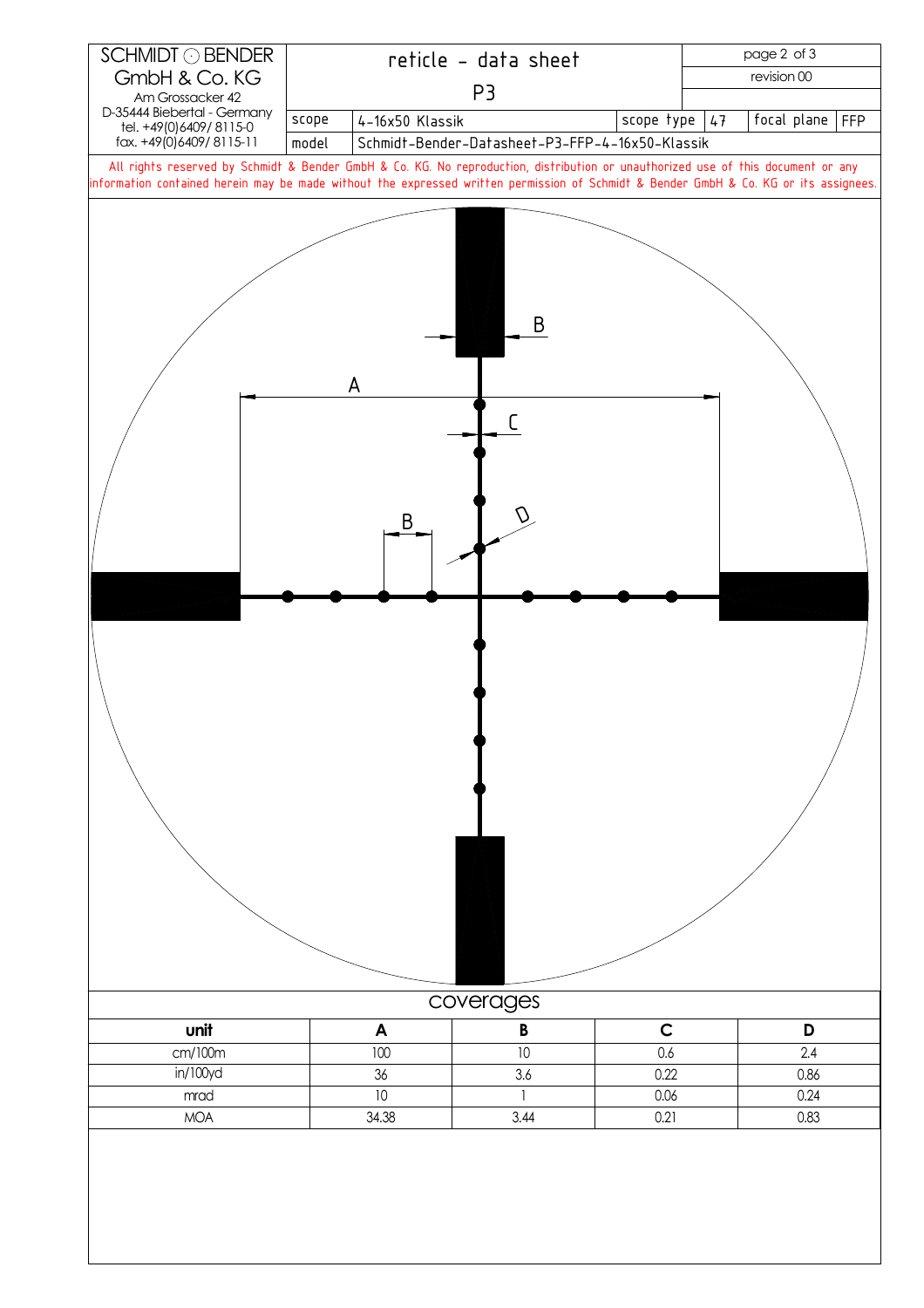SCHMIDT ⊙ BENDER
GmbH & Co. KG
Am Grossacker 42
D-35444 Biebertal - Germany
tel. +49(0)6409/ 8115-0
fax. +49(0)6409/ 8115-11

# reticle - data sheet

## P3

revision 00

| scope | 4-16x50 Klassik | scope type | 47 | focal plane | FFP |
|---|---|---|---|---|---|
| model | Schmidt-Bender-Datasheet-P3-FFP-4-16x50-Klassik | | | | |

All rights reserved by Schmidt & Bender GmbH & Co. KG. No reproduction, distribution or unauthorized use of this document or any information contained herein may be made without the expressed written permission of Schmidt & Bender GmbH & Co. KG or its assignees.

A

B

B

C

D

coverages

| unit | A | B | C | D |
|---|---|---|---|---|
| cm/100m | 100 | 10 | 0.6 | 2.4 |
| in/100yd | 36 | 3.6 | 0.22 | 0.86 |
| mrad | 10 | 1 | 0.06 | 0.24 |
| MOA | 34.38 | 3.44 | 0.21 | 0.83 |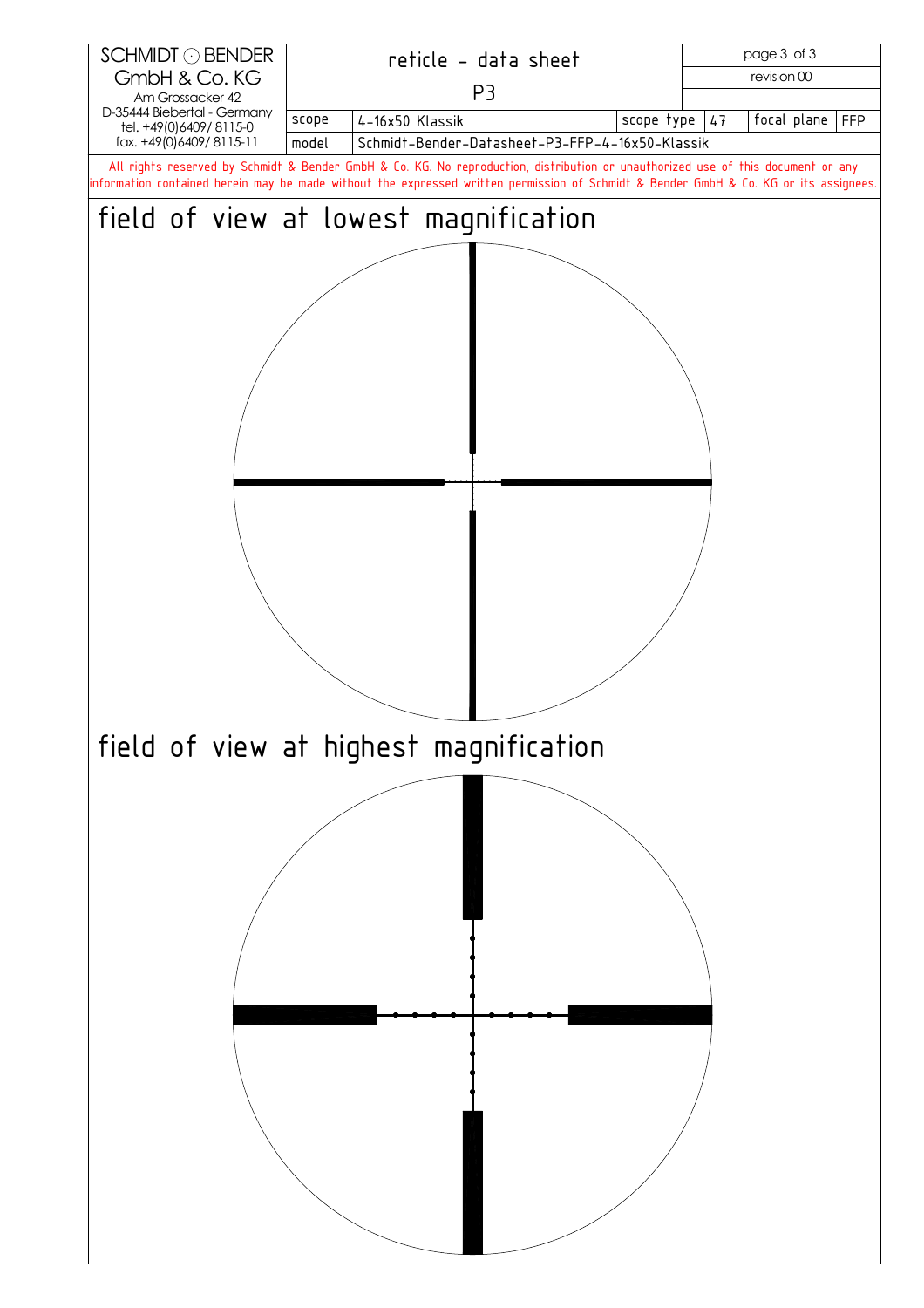| SCHMIDT ⊙ BENDER GmbH & Co. KG Am Grossacker 42 D-35444 Biebertal - Germany tel. +49(0)6409/ 8115-0 fax. +49(0)6409/ 8115-11 | reticle - data sheet P3 | | | | | page 3 of 3 revision 00 |
|---|---|---|---|---|---|---|
| scope | 4-16x50 Klassik | scope type | 47 | focal plane | FFP | |
| model | Schmidt-Bender-Datasheet-P3-FFP-4-16x50-Klassik | | | | | |

All rights reserved by Schmidt & Bender GmbH & Co. KG. No reproduction, distribution or unauthorized use of this document or any information contained herein may be made without the expressed written permission of Schmidt & Bender GmbH & Co. KG or its assignees.

# field of view at lowest magnification

# field of view at highest magnification